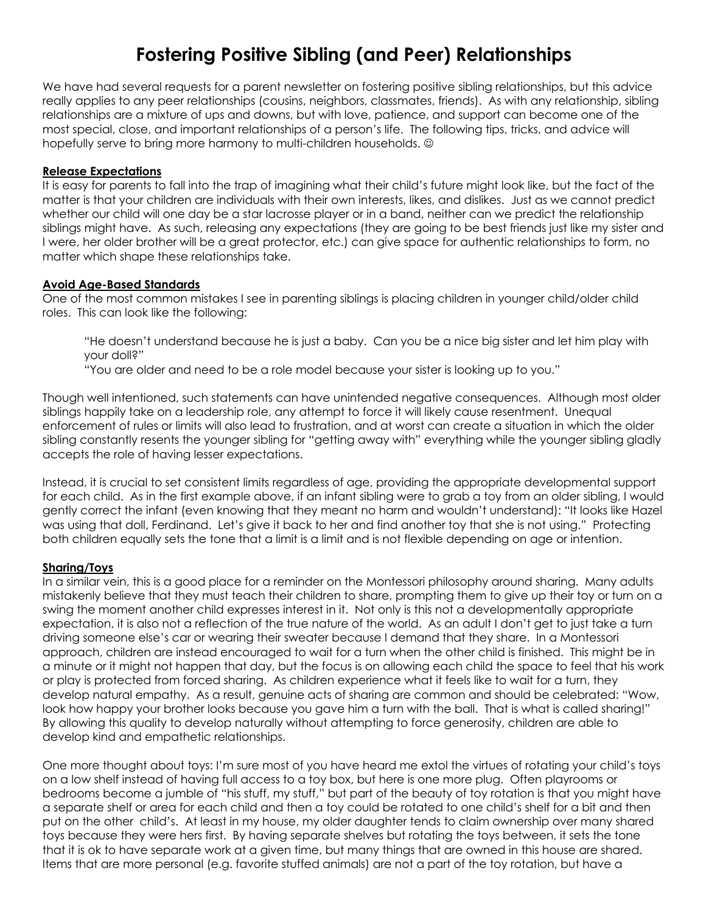# Fostering Positive Sibling (and Peer) Relationships

We have had several requests for a parent newsletter on fostering positive sibling relationships, but this advice really applies to any peer relationships (cousins, neighbors, classmates, friends). As with any relationship, sibling relationships are a mixture of ups and downs, but with love, patience, and support can become one of the most special, close, and important relationships of a person's life. The following tips, tricks, and advice will hopefully serve to bring more harmony to multi-children households. ☺

**Release Expectations**

It is easy for parents to fall into the trap of imagining what their child's future might look like, but the fact of the matter is that your children are individuals with their own interests, likes, and dislikes. Just as we cannot predict whether our child will one day be a star lacrosse player or in a band, neither can we predict the relationship siblings might have. As such, releasing any expectations (they are going to be best friends just like my sister and I were, her older brother will be a great protector, etc.) can give space for authentic relationships to form, no matter which shape these relationships take.

**Avoid Age-Based Standards**

One of the most common mistakes I see in parenting siblings is placing children in younger child/older child roles. This can look like the following:

> "He doesn't understand because he is just a baby. Can you be a nice big sister and let him play with your doll?"
>
> "You are older and need to be a role model because your sister is looking up to you."

Though well intentioned, such statements can have unintended negative consequences. Although most older siblings happily take on a leadership role, any attempt to force it will likely cause resentment. Unequal enforcement of rules or limits will also lead to frustration, and at worst can create a situation in which the older sibling constantly resents the younger sibling for "getting away with" everything while the younger sibling gladly accepts the role of having lesser expectations.

Instead, it is crucial to set consistent limits regardless of age, providing the appropriate developmental support for each child. As in the first example above, if an infant sibling were to grab a toy from an older sibling, I would gently correct the infant (even knowing that they meant no harm and wouldn't understand): "It looks like Hazel was using that doll, Ferdinand. Let's give it back to her and find another toy that she is not using." Protecting both children equally sets the tone that a limit is a limit and is not flexible depending on age or intention.

**Sharing/Toys**

In a similar vein, this is a good place for a reminder on the Montessori philosophy around sharing. Many adults mistakenly believe that they must teach their children to share, prompting them to give up their toy or turn on a swing the moment another child expresses interest in it. Not only is this not a developmentally appropriate expectation, it is also not a reflection of the true nature of the world. As an adult I don't get to just take a turn driving someone else's car or wearing their sweater because I demand that they share. In a Montessori approach, children are instead encouraged to wait for a turn when the other child is finished. This might be in a minute or it might not happen that day, but the focus is on allowing each child the space to feel that his work or play is protected from forced sharing. As children experience what it feels like to wait for a turn, they develop natural empathy. As a result, genuine acts of sharing are common and should be celebrated: "Wow, look how happy your brother looks because you gave him a turn with the ball. That is what is called sharing!" By allowing this quality to develop naturally without attempting to force generosity, children are able to develop kind and empathetic relationships.

One more thought about toys: I'm sure most of you have heard me extol the virtues of rotating your child's toys on a low shelf instead of having full access to a toy box, but here is one more plug. Often playrooms or bedrooms become a jumble of "his stuff, my stuff," but part of the beauty of toy rotation is that you might have a separate shelf or area for each child and then a toy could be rotated to one child's shelf for a bit and then put on the other child's. At least in my house, my older daughter tends to claim ownership over many shared toys because they were hers first. By having separate shelves but rotating the toys between, it sets the tone that it is ok to have separate work at a given time, but many things that are owned in this house are shared. Items that are more personal (e.g. favorite stuffed animals) are not a part of the toy rotation, but have a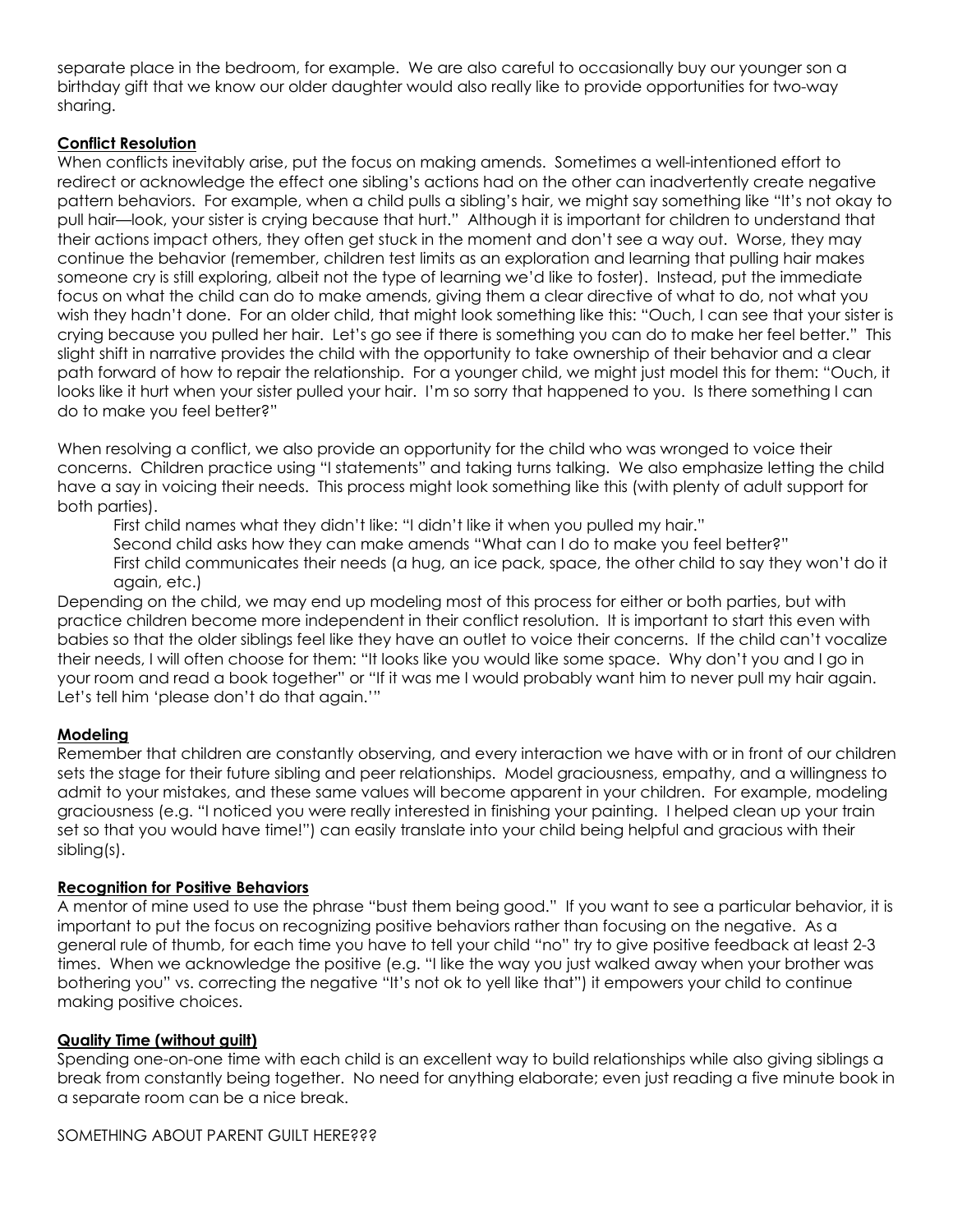separate place in the bedroom, for example. We are also careful to occasionally buy our younger son a birthday gift that we know our older daughter would also really like to provide opportunities for two-way sharing.

## Conflict Resolution

When conflicts inevitably arise, put the focus on making amends. Sometimes a well-intentioned effort to redirect or acknowledge the effect one sibling's actions had on the other can inadvertently create negative pattern behaviors. For example, when a child pulls a sibling's hair, we might say something like "It's not okay to pull hair—look, your sister is crying because that hurt." Although it is important for children to understand that their actions impact others, they often get stuck in the moment and don't see a way out. Worse, they may continue the behavior (remember, children test limits as an exploration and learning that pulling hair makes someone cry is still exploring, albeit not the type of learning we'd like to foster). Instead, put the immediate focus on what the child can do to make amends, giving them a clear directive of what to do, not what you wish they hadn't done. For an older child, that might look something like this: "Ouch, I can see that your sister is crying because you pulled her hair. Let's go see if there is something you can do to make her feel better." This slight shift in narrative provides the child with the opportunity to take ownership of their behavior and a clear path forward of how to repair the relationship. For a younger child, we might just model this for them: "Ouch, it looks like it hurt when your sister pulled your hair. I'm so sorry that happened to you. Is there something I can do to make you feel better?"

When resolving a conflict, we also provide an opportunity for the child who was wronged to voice their concerns. Children practice using "I statements" and taking turns talking. We also emphasize letting the child have a say in voicing their needs. This process might look something like this (with plenty of adult support for both parties).

> First child names what they didn't like: "I didn't like it when you pulled my hair."
> Second child asks how they can make amends "What can I do to make you feel better?"
> First child communicates their needs (a hug, an ice pack, space, the other child to say they won't do it again, etc.)

Depending on the child, we may end up modeling most of this process for either or both parties, but with practice children become more independent in their conflict resolution. It is important to start this even with babies so that the older siblings feel like they have an outlet to voice their concerns. If the child can't vocalize their needs, I will often choose for them: "It looks like you would like some space. Why don't you and I go in your room and read a book together" or "If it was me I would probably want him to never pull my hair again. Let's tell him 'please don't do that again.'"

## Modeling

Remember that children are constantly observing, and every interaction we have with or in front of our children sets the stage for their future sibling and peer relationships. Model graciousness, empathy, and a willingness to admit to your mistakes, and these same values will become apparent in your children. For example, modeling graciousness (e.g. "I noticed you were really interested in finishing your painting. I helped clean up your train set so that you would have time!") can easily translate into your child being helpful and gracious with their sibling(s).

## Recognition for Positive Behaviors

A mentor of mine used to use the phrase "bust them being good." If you want to see a particular behavior, it is important to put the focus on recognizing positive behaviors rather than focusing on the negative. As a general rule of thumb, for each time you have to tell your child "no" try to give positive feedback at least 2-3 times. When we acknowledge the positive (e.g. "I like the way you just walked away when your brother was bothering you" vs. correcting the negative "It's not ok to yell like that") it empowers your child to continue making positive choices.

## Quality Time (without guilt)

Spending one-on-one time with each child is an excellent way to build relationships while also giving siblings a break from constantly being together. No need for anything elaborate; even just reading a five minute book in a separate room can be a nice break.

SOMETHING ABOUT PARENT GUILT HERE???